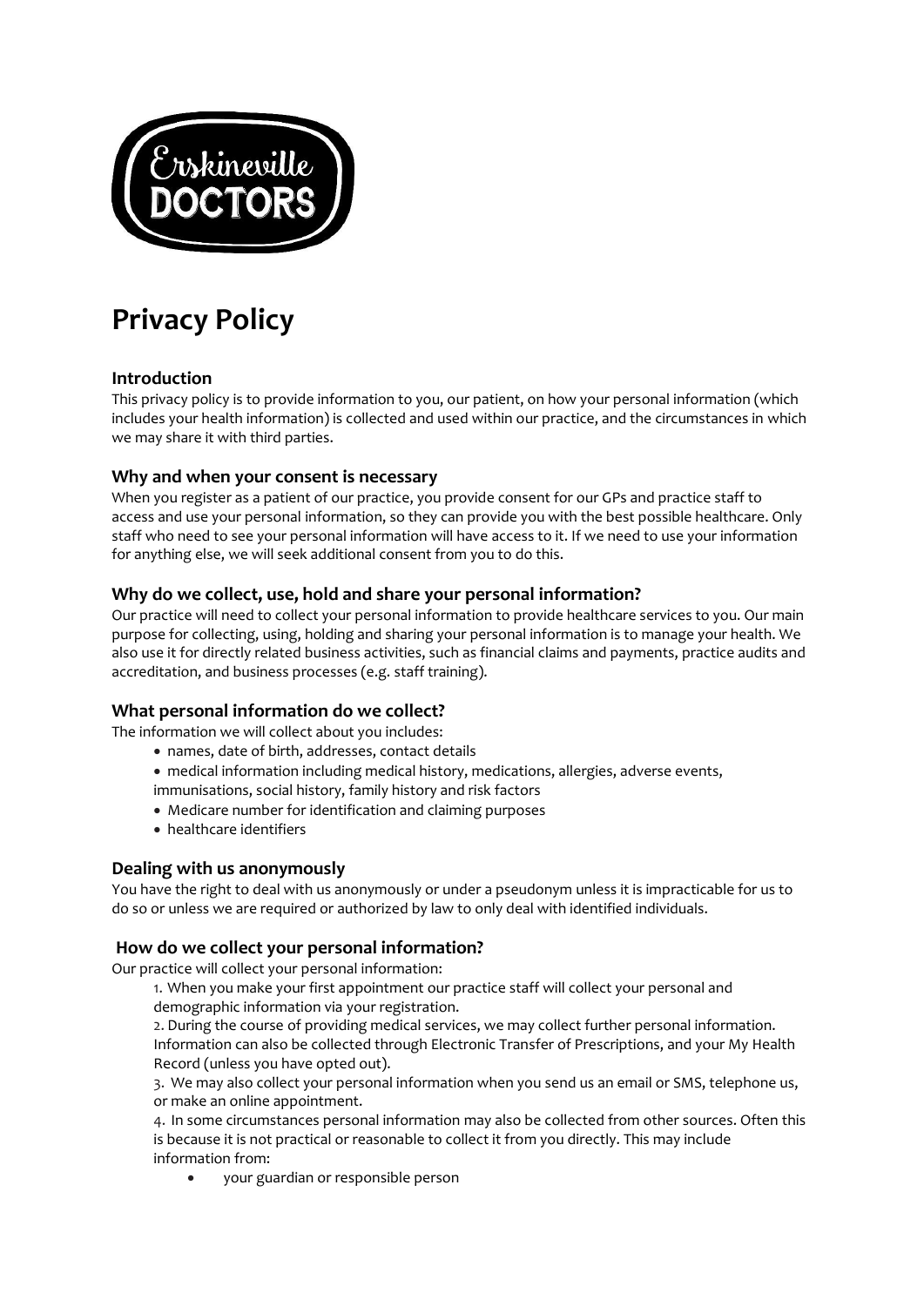Erskineville DOCTORS

# Privacy Policy

## Introduction

This privacy policy is to provide information to you, our patient, on how your personal information (which includes your health information) is collected and used within our practice, and the circumstances in which we may share it with third parties.

## Why and when your consent is necessary

When you register as a patient of our practice, you provide consent for our GPs and practice staff to access and use your personal information, so they can provide you with the best possible healthcare. Only staff who need to see your personal information will have access to it. If we need to use your information for anything else, we will seek additional consent from you to do this.

## Why do we collect, use, hold and share your personal information?

Our practice will need to collect your personal information to provide healthcare services to you. Our main purpose for collecting, using, holding and sharing your personal information is to manage your health. We also use it for directly related business activities, such as financial claims and payments, practice audits and accreditation, and business processes (e.g. staff training).

## What personal information do we collect?

The information we will collect about you includes:

- names, date of birth, addresses, contact details
- medical information including medical history, medications, allergies, adverse events, immunisations, social history, family history and risk factors
- Medicare number for identification and claiming purposes
- healthcare identifiers

## Dealing with us anonymously

You have the right to deal with us anonymously or under a pseudonym unless it is impracticable for us to do so or unless we are required or authorized by law to only deal with identified individuals.

## How do we collect your personal information?

Our practice will collect your personal information:

1. When you make your first appointment our practice staff will collect your personal and demographic information via your registration.
2. During the course of providing medical services, we may collect further personal information. Information can also be collected through Electronic Transfer of Prescriptions, and your My Health Record (unless you have opted out).
3. We may also collect your personal information when you send us an email or SMS, telephone us, or make an online appointment.
4. In some circumstances personal information may also be collected from other sources. Often this is because it is not practical or reasonable to collect it from you directly. This may include information from:
    - your guardian or responsible person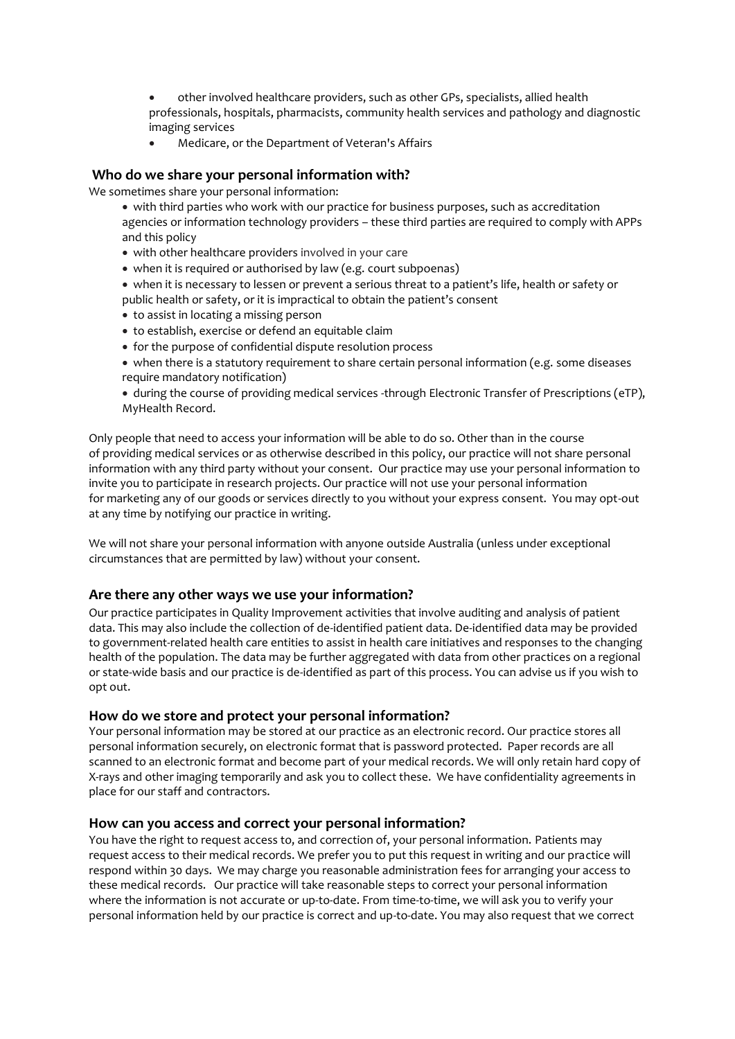- other involved healthcare providers, such as other GPs, specialists, allied health professionals, hospitals, pharmacists, community health services and pathology and diagnostic imaging services
- Medicare, or the Department of Veteran's Affairs

## Who do we share your personal information with?

We sometimes share your personal information:

- with third parties who work with our practice for business purposes, such as accreditation agencies or information technology providers – these third parties are required to comply with APPs and this policy
- with other healthcare providers involved in your care
- when it is required or authorised by law (e.g. court subpoenas)
- when it is necessary to lessen or prevent a serious threat to a patient's life, health or safety or public health or safety, or it is impractical to obtain the patient's consent
- to assist in locating a missing person
- to establish, exercise or defend an equitable claim
- for the purpose of confidential dispute resolution process
- when there is a statutory requirement to share certain personal information (e.g. some diseases require mandatory notification)
- during the course of providing medical services -through Electronic Transfer of Prescriptions (eTP), MyHealth Record.

Only people that need to access your information will be able to do so. Other than in the course of providing medical services or as otherwise described in this policy, our practice will not share personal information with any third party without your consent. Our practice may use your personal information to invite you to participate in research projects. Our practice will not use your personal information for marketing any of our goods or services directly to you without your express consent. You may opt-out at any time by notifying our practice in writing.

We will not share your personal information with anyone outside Australia (unless under exceptional circumstances that are permitted by law) without your consent.

## Are there any other ways we use your information?

Our practice participates in Quality Improvement activities that involve auditing and analysis of patient data. This may also include the collection of de-identified patient data. De-identified data may be provided to government-related health care entities to assist in health care initiatives and responses to the changing health of the population. The data may be further aggregated with data from other practices on a regional or state-wide basis and our practice is de-identified as part of this process. You can advise us if you wish to opt out.

## How do we store and protect your personal information?

Your personal information may be stored at our practice as an electronic record. Our practice stores all personal information securely, on electronic format that is password protected. Paper records are all scanned to an electronic format and become part of your medical records. We will only retain hard copy of X-rays and other imaging temporarily and ask you to collect these. We have confidentiality agreements in place for our staff and contractors.

## How can you access and correct your personal information?

You have the right to request access to, and correction of, your personal information. Patients may request access to their medical records. We prefer you to put this request in writing and our practice will respond within 30 days. We may charge you reasonable administration fees for arranging your access to these medical records. Our practice will take reasonable steps to correct your personal information where the information is not accurate or up-to-date. From time-to-time, we will ask you to verify your personal information held by our practice is correct and up-to-date. You may also request that we correct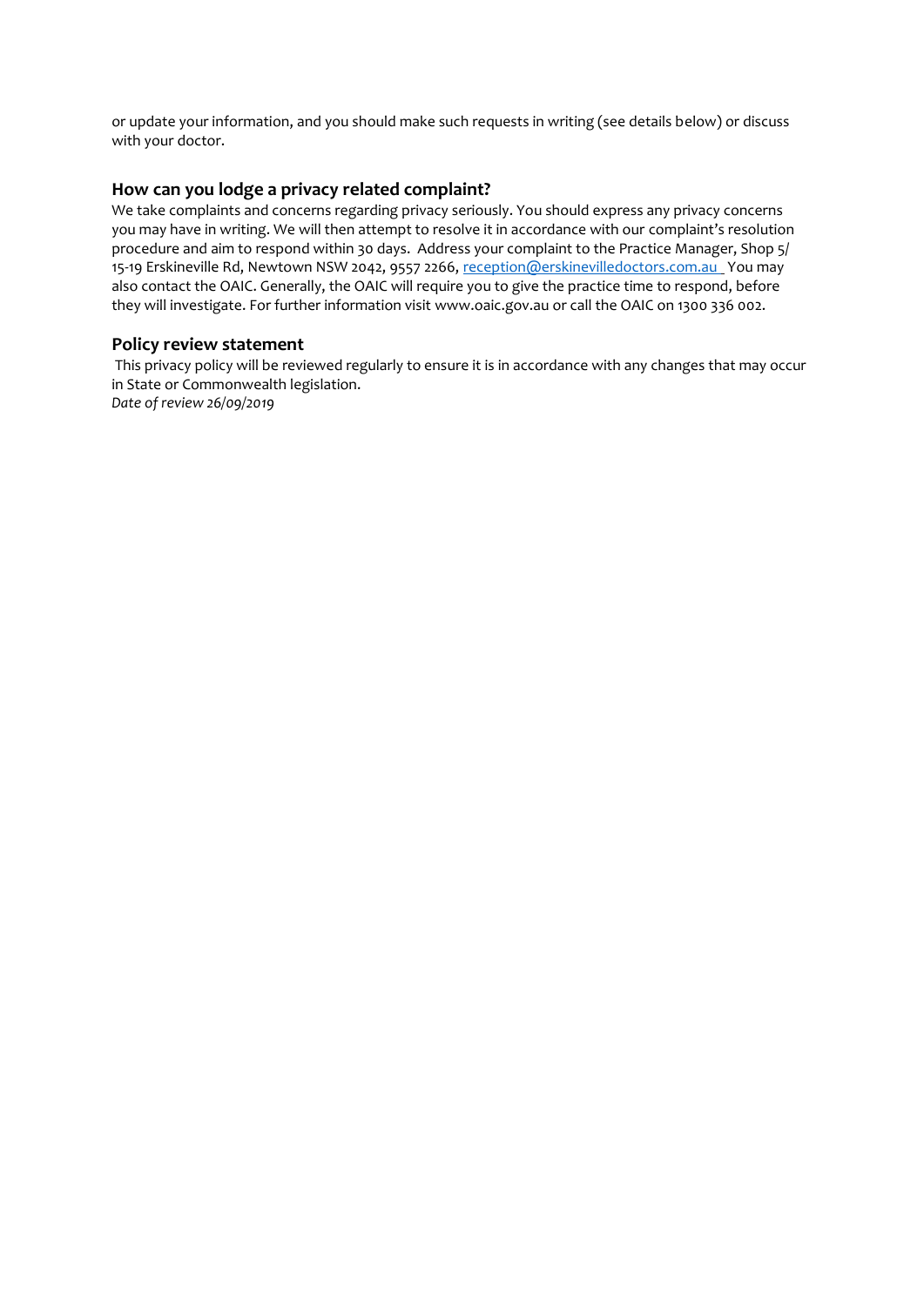or update your information, and you should make such requests in writing (see details below) or discuss with your doctor.

## How can you lodge a privacy related complaint?

We take complaints and concerns regarding privacy seriously. You should express any privacy concerns you may have in writing. We will then attempt to resolve it in accordance with our complaint's resolution procedure and aim to respond within 30 days. Address your complaint to the Practice Manager, Shop 5/ 15-19 Erskineville Rd, Newtown NSW 2042, 9557 2266, reception@erskinevilledoctors.com.au You may also contact the OAIC. Generally, the OAIC will require you to give the practice time to respond, before they will investigate. For further information visit www.oaic.gov.au or call the OAIC on 1300 336 002.

## Policy review statement

This privacy policy will be reviewed regularly to ensure it is in accordance with any changes that may occur in State or Commonwealth legislation.
*Date of review 26/09/2019*